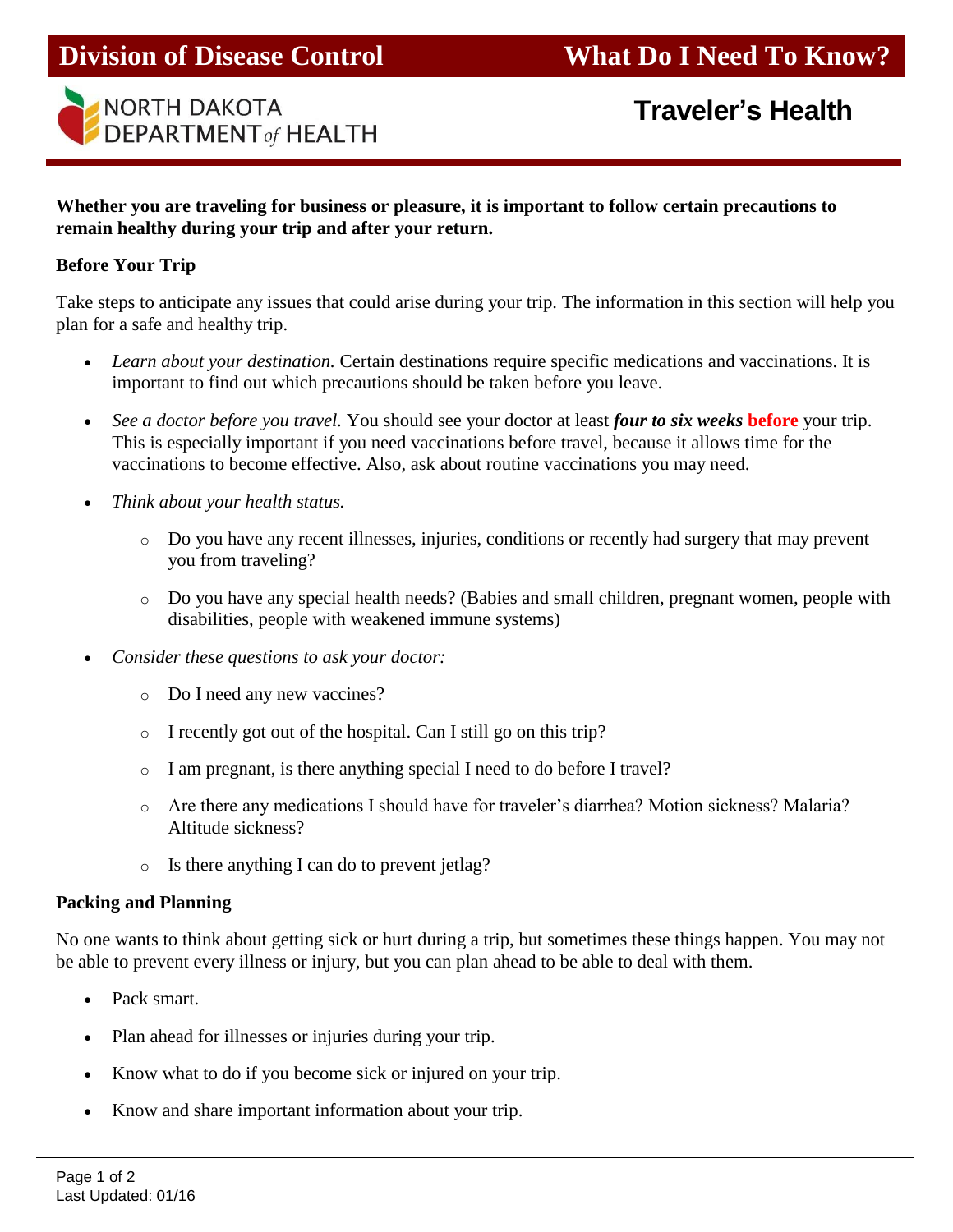# Division of Division of Disease Control

**What Do I Need To Know?**

NORTH DAKOTA DEPARTMENT *of* HEALTH

## Traveler's Health

**Whether you are traveling for business or pleasure, it is important to follow certain precautions to remain healthy during your trip and after your return.**

### Before Your Trip

Take steps to anticipate any issues that could arise during your trip. The information in this section will help you plan for a safe and healthy trip.

- *Learn about your destination.* Certain destinations require specific medications and vaccinations. It is important to find out which precautions should be taken before you leave.
- *See a doctor before you travel.* You should see your doctor at least ***four to six weeks*** **before** your trip. This is especially important if you need vaccinations before travel, because it allows time for the vaccinations to become effective. Also, ask about routine vaccinations you may need.
- *Think about your health status.*
  - Do you have any recent illnesses, injuries, conditions or recently had surgery that may prevent you from traveling?
  - Do you have any special health needs? (Babies and small children, pregnant women, people with disabilities, people with weakened immune systems)
- *Consider these questions to ask your doctor:*
  - Do I need any new vaccines?
  - I recently got out of the hospital. Can I still go on this trip?
  - I am pregnant, is there anything special I need to do before I travel?
  - Are there any medications I should have for traveler's diarrhea? Motion sickness? Malaria? Altitude sickness?
  - Is there anything I can do to prevent jetlag?

### Packing and Planning

No one wants to think about getting sick or hurt during a trip, but sometimes these things happen. You may not be able to prevent every illness or injury, but you can plan ahead to be able to deal with them.

- Pack smart.
- Plan ahead for illnesses or injuries during your trip.
- Know what to do if you become sick or injured on your trip.
- Know and share important information about your trip.

Last Updated: 01/16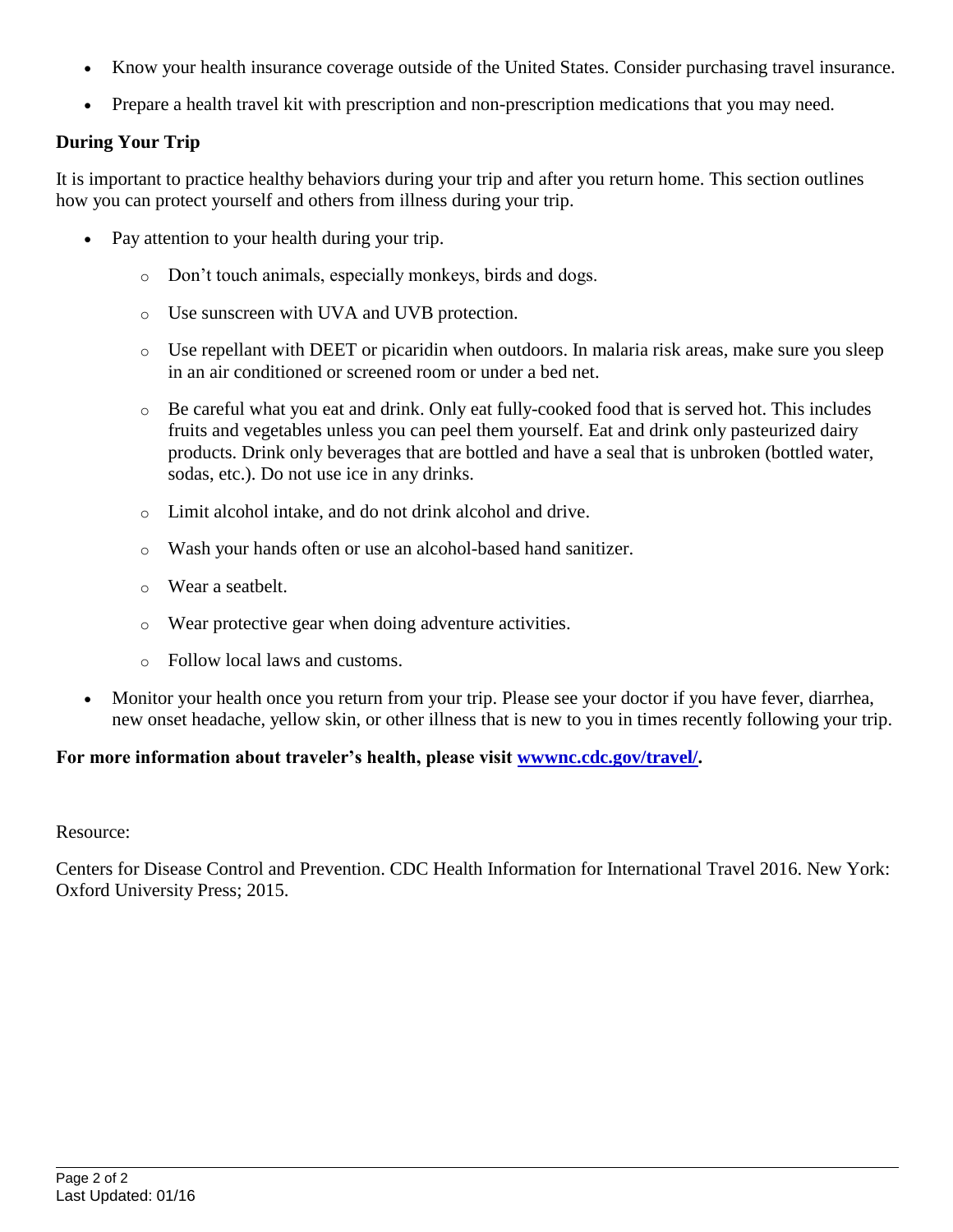- Know your health insurance coverage outside of the United States. Consider purchasing travel insurance.
- Prepare a health travel kit with prescription and non-prescription medications that you may need.

**During Your Trip**

It is important to practice healthy behaviors during your trip and after you return home. This section outlines how you can protect yourself and others from illness during your trip.

- Pay attention to your health during your trip.
  - Don't touch animals, especially monkeys, birds and dogs.
  - Use sunscreen with UVA and UVB protection.
  - Use repellant with DEET or picaridin when outdoors. In malaria risk areas, make sure you sleep in an air conditioned or screened room or under a bed net.
  - Be careful what you eat and drink. Only eat fully-cooked food that is served hot. This includes fruits and vegetables unless you can peel them yourself. Eat and drink only pasteurized dairy products. Drink only beverages that are bottled and have a seal that is unbroken (bottled water, sodas, etc.). Do not use ice in any drinks.
  - Limit alcohol intake, and do not drink alcohol and drive.
  - Wash your hands often or use an alcohol-based hand sanitizer.
  - Wear a seatbelt.
  - Wear protective gear when doing adventure activities.
  - Follow local laws and customs.
- Monitor your health once you return from your trip. Please see your doctor if you have fever, diarrhea, new onset headache, yellow skin, or other illness that is new to you in times recently following your trip.

**For more information about traveler's health, please visit [wwwnc.cdc.gov/travel/](wwwnc.cdc.gov/travel/).**

Resource:

Centers for Disease Control and Prevention. CDC Health Information for International Travel 2016. New York: Oxford University Press; 2015.

Last Updated: 01/16